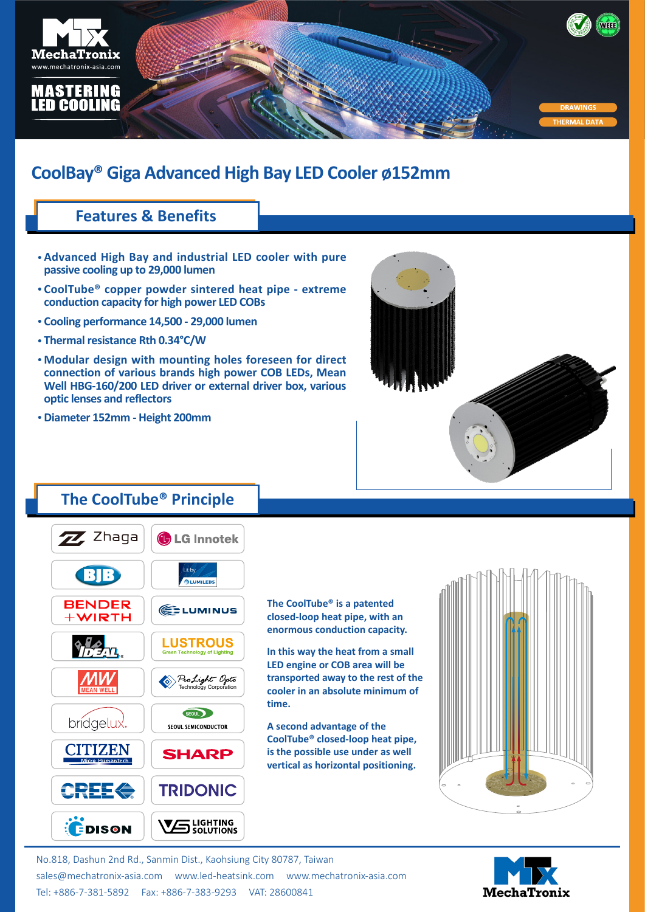# CoolBay® Giga Advanced High Bay LED Cooler ø152mm

## Features & Benefits

- Advanced High Bay and industrial LED cooler with pure passive cooling up to 29,000 lumen
- CoolTube® copper powder sintered heat pipe - extreme conduction capacity for high power LED COBs
- Cooling performance 14,500 - 29,000 lumen
- Thermal resistance Rth 0.34°C/W
- Modular design with mounting holes foreseen for direct connection of various brands high power COB LEDs, Mean Well HBG-160/200 LED driver or external driver box, various optic lenses and reflectors
- Diameter 152mm - Height 200mm

## The CoolTube® Principle

The CoolTube® is a patented closed-loop heat pipe, with an enormous conduction capacity.

In this way the heat from a small LED engine or COB area will be transported away to the rest of the cooler in an absolute minimum of time.

A second advantage of the CoolTube® closed-loop heat pipe, is the possible use under as well vertical as horizontal positioning.

No.818, Dashun 2nd Rd., Sanmin Dist., Kaohsiung City 80787, Taiwan
sales@mechatronix-asia.com www.led-heatsink.com www.mechatronix-asia.com
Tel: +886-7-381-5892 Fax: +886-7-383-9293 VAT: 28600841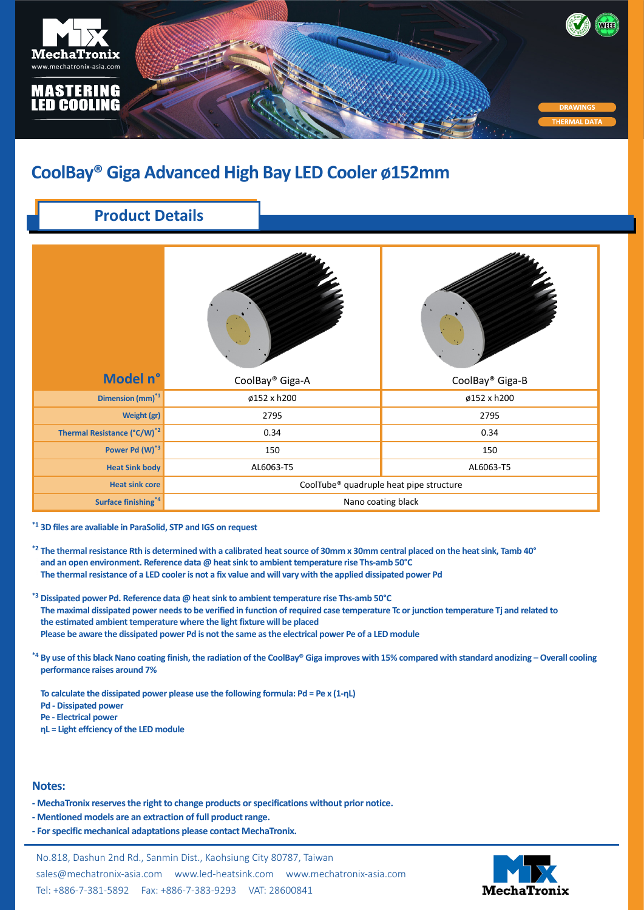MechaTronix
www.mechatronix-asia.com

MASTERING LED COOLING

DRAWINGS
THERMAL DATA

# CoolBay® Giga Advanced High Bay LED Cooler ø152mm

## Product Details

| Model n° | CoolBay® Giga-A | CoolBay® Giga-B |
|---|---|---|
| Dimension (mm)[*1] | ø152 x h200 | ø152 x h200 |
| Weight (gr) | 2795 | 2795 |
| Thermal Resistance (°C/W)[*2] | 0.34 | 0.34 |
| Power Pd (W)[*3] | 150 | 150 |
| Heat Sink body | AL6063-T5 | AL6063-T5 |
| Heat sink core | CoolTube® quadruple heat pipe structure | |
| Surface finishing[*4] | Nano coating black | |

**[*1] 3D files are avaliable in ParaSolid, STP and IGS on request**

**[*2] The thermal resistance Rth is determined with a calibrated heat source of 30mm x 30mm central placed on the heat sink, Tamb 40° and an open environment. Reference data @ heat sink to ambient temperature rise Ths-amb 50°C**
**The thermal resistance of a LED cooler is not a fix value and will vary with the applied dissipated power Pd**

**[*3] Dissipated power Pd. Reference data @ heat sink to ambient temperature rise Ths-amb 50°C**
**The maximal dissipated power needs to be verified in function of required case temperature Tc or junction temperature Tj and related to the estimated ambient temperature where the light fixture will be placed**
**Please be aware the dissipated power Pd is not the same as the electrical power Pe of a LED module**

**[*4] By use of this black Nano coating finish, the radiation of the CoolBay® Giga improves with 15% compared with standard anodizing – Overall cooling performance raises around 7%**

**To calculate the dissipated power please use the following formula: Pd = Pe x (1-ηL)**
**Pd - Dissipated power**
**Pe - Electrical power**
**ηL = Light effciency of the LED module**

### Notes:

- **MechaTronix reserves the right to change products or specifications without prior notice.**
- **Mentioned models are an extraction of full product range.**
- **For specific mechanical adaptations please contact MechaTronix.**

No.818, Dashun 2nd Rd., Sanmin Dist., Kaohsiung City 80787, Taiwan
sales@mechatronix-asia.com www.led-heatsink.com www.mechatronix-asia.com
Tel: +886-7-381-5892 Fax: +886-7-383-9293 VAT: 28600841

MechaTronix